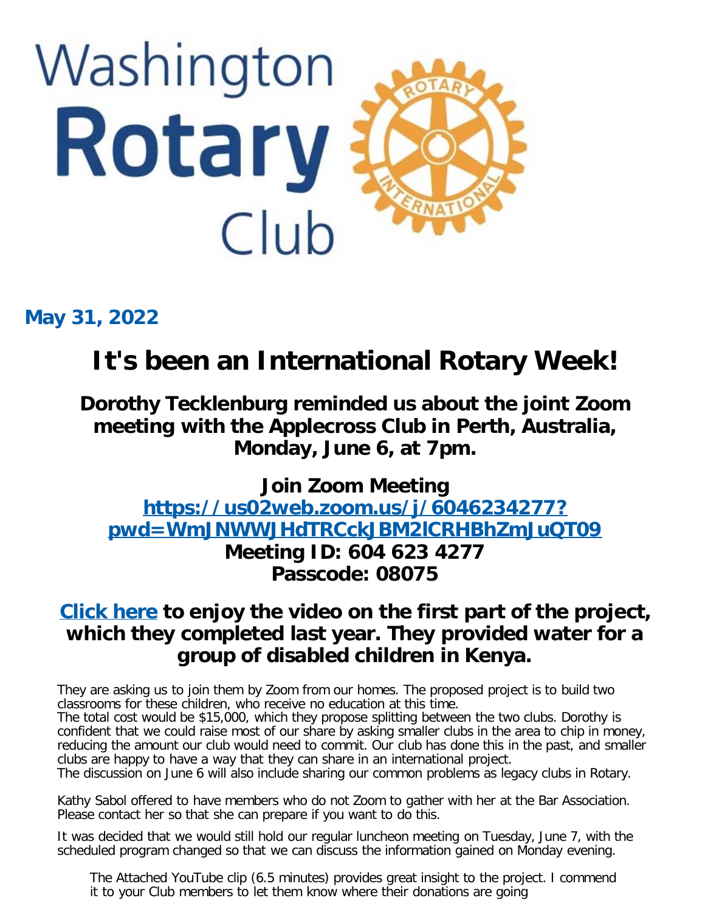# Washington Rotary Club

**May 31, 2022**

## It's been an International Rotary Week!

### Dorothy Tecklenburg reminded us about the joint Zoom meeting with the Applecross Club in Perth, Australia, Monday, June 6, at 7pm.

### Join Zoom Meeting
### https://us02web.zoom.us/j/6046234277?pwd=WmJNWWJHdTRCckJBM2lCRHBhZmJuQT09
### Meeting ID: 604 623 4277
### Passcode: 08075

### Click here to enjoy the video on the first part of the project, which they completed last year. They provided water for a group of disabled children in Kenya.

They are asking us to join them by Zoom from our homes. The proposed project is to build two classrooms for these children, who receive no education at this time.
The total cost would be $15,000, which they propose splitting between the two clubs. Dorothy is confident that we could raise most of our share by asking smaller clubs in the area to chip in money, reducing the amount our club would need to commit. Our club has done this in the past, and smaller clubs are happy to have a way that they can share in an international project.
The discussion on June 6 will also include sharing our common problems as legacy clubs in Rotary.

Kathy Sabol offered to have members who do not Zoom to gather with her at the Bar Association. Please contact her so that she can prepare if you want to do this.

It was decided that we would still hold our regular luncheon meeting on Tuesday, June 7, with the scheduled program changed so that we can discuss the information gained on Monday evening.

> The Attached YouTube clip (6.5 minutes) provides great insight to the project. I commend it to your Club members to let them know where their donations are going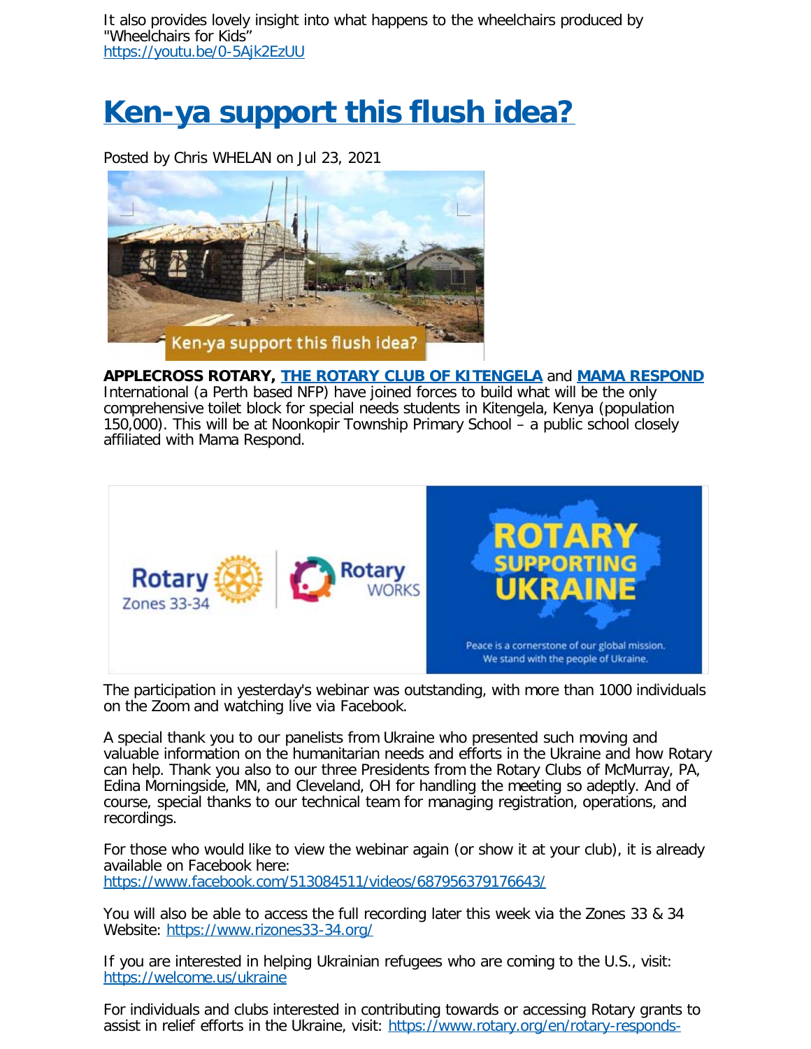It also provides lovely insight into what happens to the wheelchairs produced by "Wheelchairs for Kids"
https://youtu.be/0-5Ajk2EzUU

# Ken-ya support this flush idea?

Posted by Chris WHELAN on Jul 23, 2021

**APPLECROSS ROTARY, THE ROTARY CLUB OF KITENGELA** and **MAMA RESPOND** International (a Perth based NFP) have joined forces to build what will be the only comprehensive toilet block for special needs students in Kitengela, Kenya (population 150,000). This will be at Noonkopir Township Primary School – a public school closely affiliated with Mama Respond.

The participation in yesterday's webinar was outstanding, with more than 1000 individuals on the Zoom and watching live via Facebook.

A special thank you to our panelists from Ukraine who presented such moving and valuable information on the humanitarian needs and efforts in the Ukraine and how Rotary can help. Thank you also to our three Presidents from the Rotary Clubs of McMurray, PA, Edina Morningside, MN, and Cleveland, OH for handling the meeting so adeptly. And of course, special thanks to our technical team for managing registration, operations, and recordings.

For those who would like to view the webinar again (or show it at your club), it is already available on Facebook here:
https://www.facebook.com/513084511/videos/687956379176643/

You will also be able to access the full recording later this week via the Zones 33 & 34 Website: https://www.rizones33-34.org/

If you are interested in helping Ukrainian refugees who are coming to the U.S., visit:
https://welcome.us/ukraine

For individuals and clubs interested in contributing towards or accessing Rotary grants to assist in relief efforts in the Ukraine, visit: https://www.rotary.org/en/rotary-responds-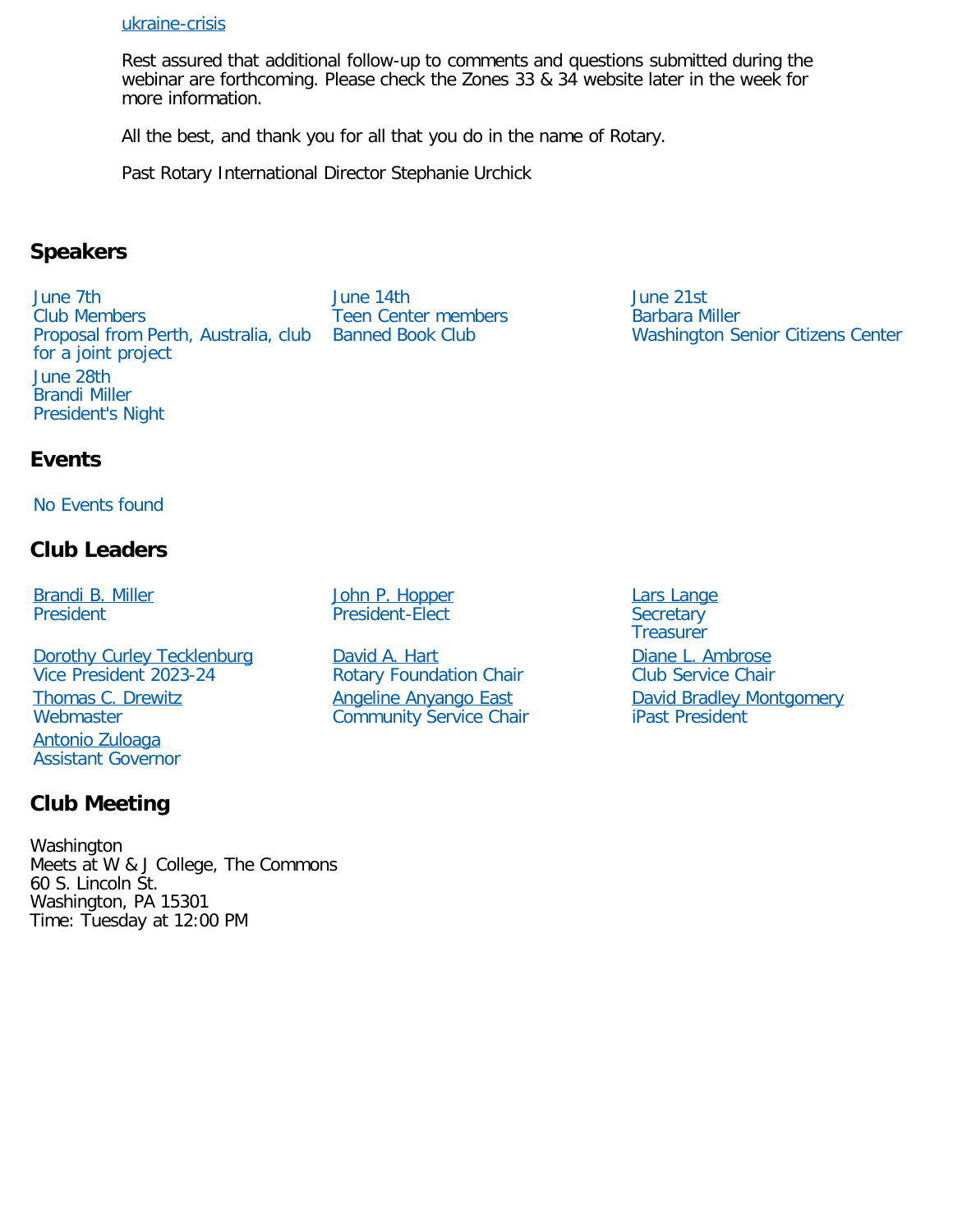ukraine-crisis

Rest assured that additional follow-up to comments and questions submitted during the webinar are forthcoming. Please check the Zones 33 & 34 website later in the week for more information.

All the best, and thank you for all that you do in the name of Rotary.

Past Rotary International Director Stephanie Urchick

## Speakers

June 7th
Club Members
Proposal from Perth, Australia, club for a joint project

June 14th
Teen Center members
Banned Book Club

June 21st
Barbara Miller
Washington Senior Citizens Center

June 28th
Brandi Miller
President's Night

## Events

No Events found

## Club Leaders

Brandi B. Miller
President

John P. Hopper
President-Elect

Lars Lange
Secretary
Treasurer

Dorothy Curley Tecklenburg
Vice President 2023-24

David A. Hart
Rotary Foundation Chair

Diane L. Ambrose
Club Service Chair

Thomas C. Drewitz
Webmaster

Angeline Anyango East
Community Service Chair

David Bradley Montgomery
iPast President

Antonio Zuloaga
Assistant Governor

## Club Meeting

Washington
Meets at W & J College, The Commons
60 S. Lincoln St.
Washington, PA 15301
Time: Tuesday at 12:00 PM